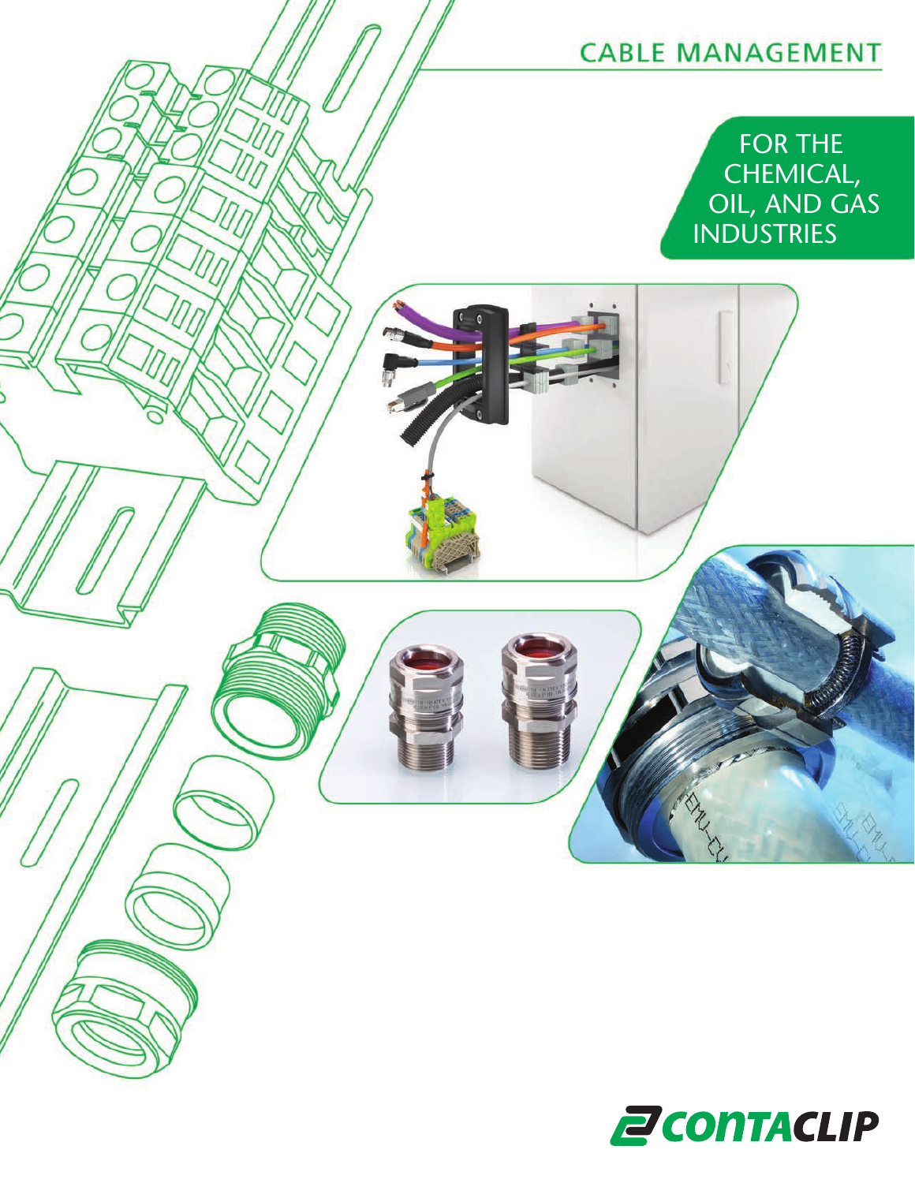# CABLE MANAGEMENT

## FOR THE CHEMICAL, OIL, AND GAS INDUSTRIES

CONTACLIP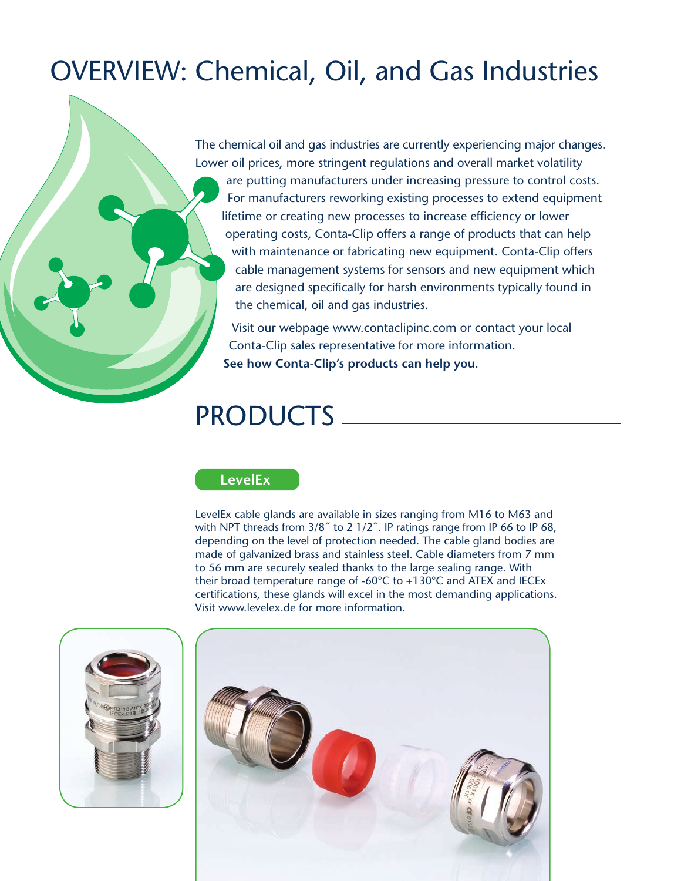# OVERVIEW: Chemical, Oil, and Gas Industries

The chemical oil and gas industries are currently experiencing major changes. Lower oil prices, more stringent regulations and overall market volatility are putting manufacturers under increasing pressure to control costs. For manufacturers reworking existing processes to extend equipment lifetime or creating new processes to increase efficiency or lower operating costs, Conta-Clip offers a range of products that can help with maintenance or fabricating new equipment. Conta-Clip offers cable management systems for sensors and new equipment which are designed specifically for harsh environments typically found in the chemical, oil and gas industries.

Visit our webpage www.contaclipinc.com or contact your local Conta-Clip sales representative for more information. **See how Conta-Clip's products can help you**.

# PRODUCTS

## LevelEx

LevelEx cable glands are available in sizes ranging from M16 to M63 and with NPT threads from 3/8˝ to 2 1/2˝. IP ratings range from IP 66 to IP 68, depending on the level of protection needed. The cable gland bodies are made of galvanized brass and stainless steel. Cable diameters from 7 mm to 56 mm are securely sealed thanks to the large sealing range. With their broad temperature range of -60°C to +130°C and ATEX and IECEx certifications, these glands will excel in the most demanding applications. Visit www.levelex.de for more information.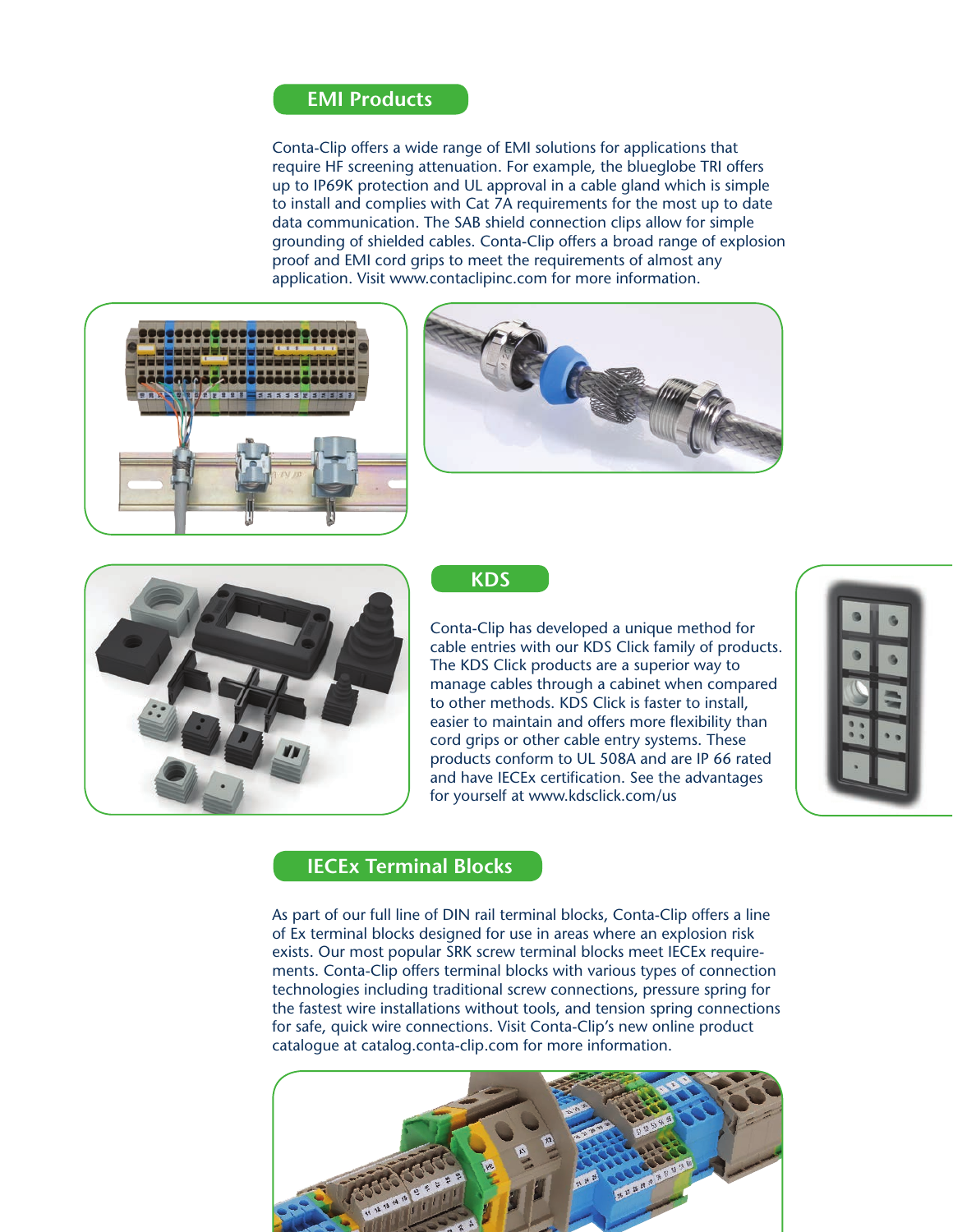## EMI Products

Conta-Clip offers a wide range of EMI solutions for applications that require HF screening attenuation. For example, the blueglobe TRI offers up to IP69K protection and UL approval in a cable gland which is simple to install and complies with Cat 7A requirements for the most up to date data communication. The SAB shield connection clips allow for simple grounding of shielded cables. Conta-Clip offers a broad range of explosion proof and EMI cord grips to meet the requirements of almost any application. Visit www.contaclipinc.com for more information.

## KDS

Conta-Clip has developed a unique method for cable entries with our KDS Click family of products. The KDS Click products are a superior way to manage cables through a cabinet when compared to other methods. KDS Click is faster to install, easier to maintain and offers more flexibility than cord grips or other cable entry systems. These products conform to UL 508A and are IP 66 rated and have IECEx certification. See the advantages for yourself at www.kdsclick.com/us

## IECEx Terminal Blocks

As part of our full line of DIN rail terminal blocks, Conta-Clip offers a line of Ex terminal blocks designed for use in areas where an explosion risk exists. Our most popular SRK screw terminal blocks meet IECEx requirements. Conta-Clip offers terminal blocks with various types of connection technologies including traditional screw connections, pressure spring for the fastest wire installations without tools, and tension spring connections for safe, quick wire connections. Visit Conta-Clip's new online product catalogue at catalog.conta-clip.com for more information.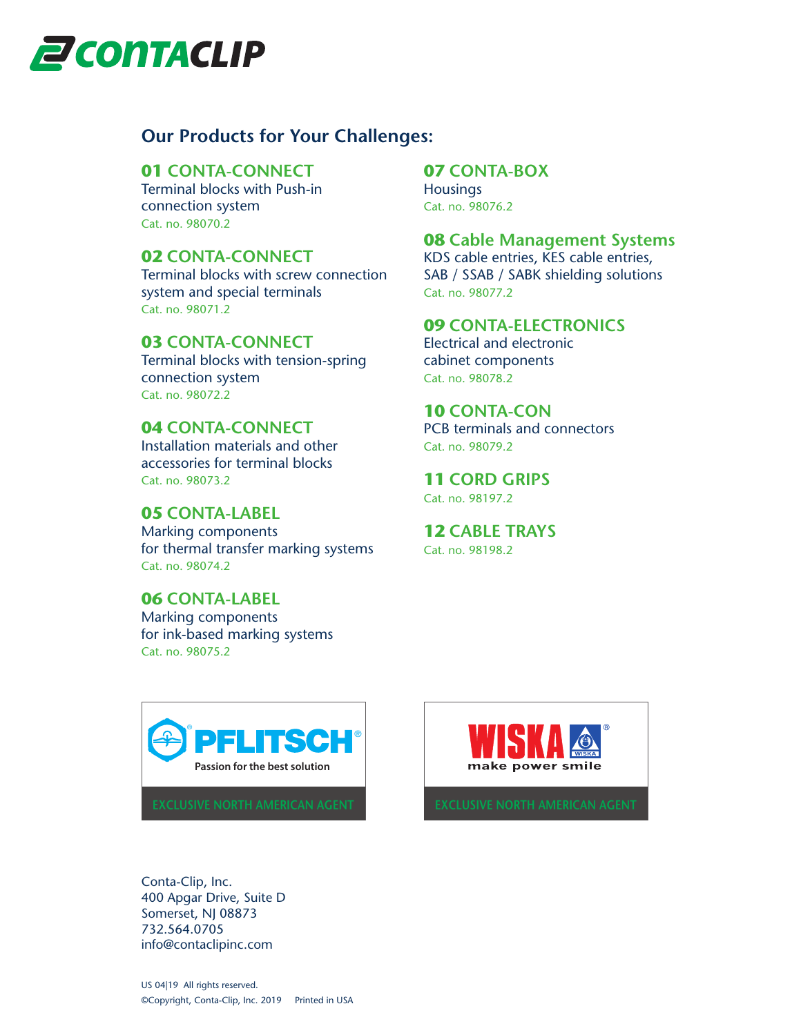CONTACLIP

## Our Products for Your Challenges:

**01 CONTA-CONNECT**
Terminal blocks with Push-in connection system
Cat. no. 98070.2

**02 CONTA-CONNECT**
Terminal blocks with screw connection system and special terminals
Cat. no. 98071.2

**03 CONTA-CONNECT**
Terminal blocks with tension-spring connection system
Cat. no. 98072.2

**04 CONTA-CONNECT**
Installation materials and other accessories for terminal blocks
Cat. no. 98073.2

**05 CONTA-LABEL**
Marking components for thermal transfer marking systems
Cat. no. 98074.2

**06 CONTA-LABEL**
Marking components for ink-based marking systems
Cat. no. 98075.2

**07 CONTA-BOX**
Housings
Cat. no. 98076.2

**08 Cable Management Systems**
KDS cable entries, KES cable entries, SAB / SSAB / SABK shielding solutions
Cat. no. 98077.2

**09 CONTA-ELECTRONICS**
Electrical and electronic cabinet components
Cat. no. 98078.2

**10 CONTA-CON**
PCB terminals and connectors
Cat. no. 98079.2

**11 CORD GRIPS**
Cat. no. 98197.2

**12 CABLE TRAYS**
Cat. no. 98198.2

PFLITSCH®
Passion for the best solution
EXCLUSIVE NORTH AMERICAN AGENT

WISKA®
make power smile
EXCLUSIVE NORTH AMERICAN AGENT

Conta-Clip, Inc.
400 Apgar Drive, Suite D
Somerset, NJ 08873
732.564.0705
info@contaclipinc.com

US 04|19 All rights reserved.
©Copyright, Conta-Clip, Inc. 2019 Printed in USA